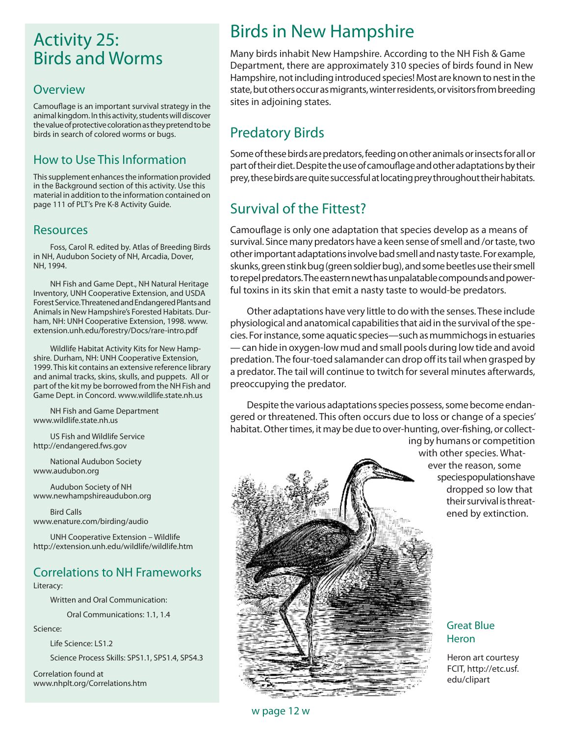# Activity 25: Birds and Worms

## Overview

Camouflage is an important survival strategy in the animal kingdom. In this activity, students will discover the value of protective coloration as they pretend to be birds in search of colored worms or bugs.

## How to Use This Information

This supplement enhances the information provided in the Background section of this activity. Use this material in addition to the information contained on page 111 of PLT's Pre K-8 Activity Guide.

## Resources

Foss, Carol R. edited by. Atlas of Breeding Birds in NH, Audubon Society of NH, Arcadia, Dover, NH, 1994.

NH Fish and Game Dept., NH Natural Heritage Inventory, UNH Cooperative Extension, and USDA Forest Service. Threatened and Endangered Plants and Animals in New Hampshire's Forested Habitats. Durham, NH: UNH Cooperative Extension, 1998. www.extension.unh.edu/forestry/Docs/rare-intro.pdf

Wildlife Habitat Activity Kits for New Hampshire. Durham, NH: UNH Cooperative Extension, 1999. This kit contains an extensive reference library and animal tracks, skins, skulls, and puppets. All or part of the kit my be borrowed from the NH Fish and Game Dept. in Concord. www.wildlife.state.nh.us

NH Fish and Game Department
www.wildlife.state.nh.us

US Fish and Wildlife Service
http://endangered.fws.gov

National Audubon Society
www.audubon.org

Audubon Society of NH
www.newhampshireaudubon.org

Bird Calls
www.enature.com/birding/audio

UNH Cooperative Extension – Wildlife
http://extension.unh.edu/wildlife/wildlife.htm

## Correlations to NH Frameworks

Literacy:

Written and Oral Communication:

Oral Communications: 1.1, 1.4

Science:

Life Science: LS1.2

Science Process Skills: SPS1.1, SPS1.4, SPS4.3

Correlation found at
www.nhplt.org/Correlations.htm

# Birds in New Hampshire

Many birds inhabit New Hampshire. According to the NH Fish & Game Department, there are approximately 310 species of birds found in New Hampshire, not including introduced species! Most are known to nest in the state, but others occur as migrants, winter residents, or visitors from breeding sites in adjoining states.

## Predatory Birds

Some of these birds are predators, feeding on other animals or insects for all or part of their diet. Despite the use of camouflage and other adaptations by their prey, these birds are quite successful at locating prey throughout their habitats.

## Survival of the Fittest?

Camouflage is only one adaptation that species develop as a means of survival. Since many predators have a keen sense of smell and /or taste, two other important adaptations involve bad smell and nasty taste. For example, skunks, green stink bug (green soldier bug), and some beetles use their smell to repel predators. The eastern newt has unpalatable compounds and powerful toxins in its skin that emit a nasty taste to would-be predators.

Other adaptations have very little to do with the senses. These include physiological and anatomical capabilities that aid in the survival of the species. For instance, some aquatic species—such as mummichogs in estuaries — can hide in oxygen-low mud and small pools during low tide and avoid predation. The four-toed salamander can drop off its tail when grasped by a predator. The tail will continue to twitch for several minutes afterwards, preoccupying the predator.

Despite the various adaptations species possess, some become endangered or threatened. This often occurs due to loss or change of a species' habitat. Other times, it may be due to over-hunting, over-fishing, or collecting by humans or competition with other species. Whatever the reason, some species populations have dropped so low that their survival is threatened by extinction.

Great Blue Heron

Heron art courtesy FCIT, http://etc.usf.edu/clipart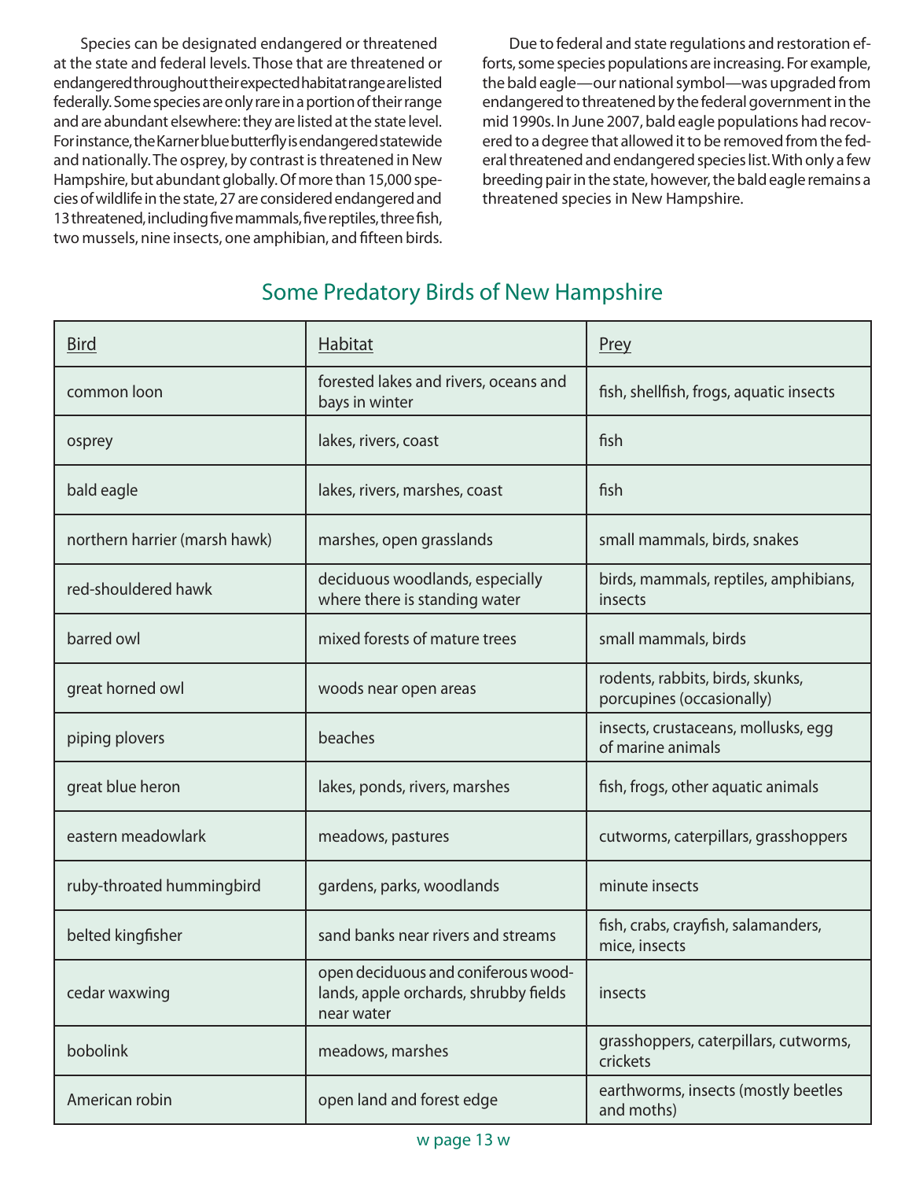Species can be designated endangered or threatened at the state and federal levels. Those that are threatened or endangered throughout their expected habitat range are listed federally. Some species are only rare in a portion of their range and are abundant elsewhere: they are listed at the state level. For instance, the Karner blue butterfly is endangered statewide and nationally. The osprey, by contrast is threatened in New Hampshire, but abundant globally. Of more than 15,000 species of wildlife in the state, 27 are considered endangered and 13 threatened, including five mammals, five reptiles, three fish, two mussels, nine insects, one amphibian, and fifteen birds.

Due to federal and state regulations and restoration efforts, some species populations are increasing. For example, the bald eagle—our national symbol—was upgraded from endangered to threatened by the federal government in the mid 1990s. In June 2007, bald eagle populations had recovered to a degree that allowed it to be removed from the federal threatened and endangered species list. With only a few breeding pair in the state, however, the bald eagle remains a threatened species in New Hampshire.

## Some Predatory Birds of New Hampshire

| Bird | Habitat | Prey |
|---|---|---|
| common loon | forested lakes and rivers, oceans and bays in winter | fish, shellfish, frogs, aquatic insects |
| osprey | lakes, rivers, coast | fish |
| bald eagle | lakes, rivers, marshes, coast | fish |
| northern harrier (marsh hawk) | marshes, open grasslands | small mammals, birds, snakes |
| red-shouldered hawk | deciduous woodlands, especially where there is standing water | birds, mammals, reptiles, amphibians, insects |
| barred owl | mixed forests of mature trees | small mammals, birds |
| great horned owl | woods near open areas | rodents, rabbits, birds, skunks, porcupines (occasionally) |
| piping plovers | beaches | insects, crustaceans, mollusks, egg of marine animals |
| great blue heron | lakes, ponds, rivers, marshes | fish, frogs, other aquatic animals |
| eastern meadowlark | meadows, pastures | cutworms, caterpillars, grasshoppers |
| ruby-throated hummingbird | gardens, parks, woodlands | minute insects |
| belted kingfisher | sand banks near rivers and streams | fish, crabs, crayfish, salamanders, mice, insects |
| cedar waxwing | open deciduous and coniferous woodlands, apple orchards, shrubby fields near water | insects |
| bobolink | meadows, marshes | grasshoppers, caterpillars, cutworms, crickets |
| American robin | open land and forest edge | earthworms, insects (mostly beetles and moths) |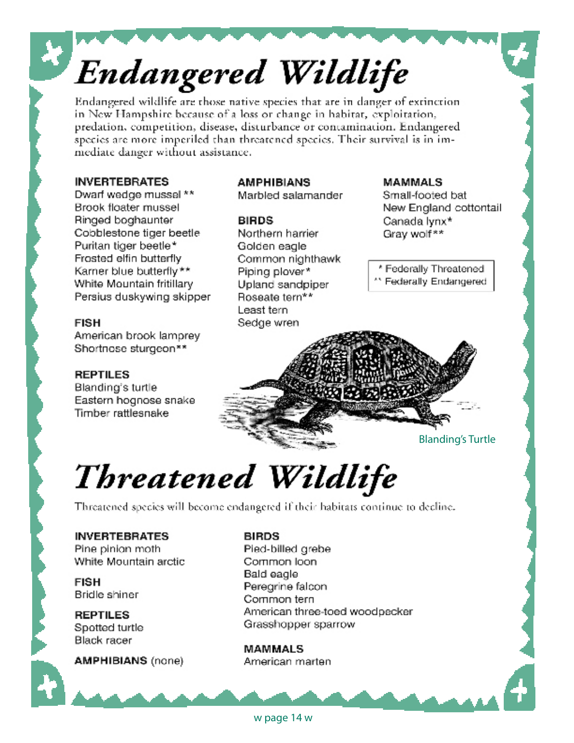# Endangered Wildlife

Endangered wildlife are those native species that are in danger of extinction in New Hampshire because of a loss or change in habitat, exploitation, predation, competition, disease, disturbance or contamination. Endangered species are more imperiled than threatened species. Their survival is in immediate danger without assistance.

### INVERTEBRATES
Dwarf wedge mussel **
Brook floater mussel
Ringed boghaunter
Cobblestone tiger beetle
Puritan tiger beetle*
Frosted elfin butterfly
Karner blue butterfly**
White Mountain fritillary
Persius duskywing skipper

### FISH
American brook lamprey
Shortnose sturgeon**

### REPTILES
Blanding's turtle
Eastern hognose snake
Timber rattlesnake

### AMPHIBIANS
Marbled salamander

### BIRDS
Northern harrier
Golden eagle
Common nighthawk
Piping plover*
Upland sandpiper
Roseate tern**
Least tern
Sedge wren

### MAMMALS
Small-footed bat
New England cottontail
Canada lynx*
Gray wolf**

* Federally Threatened
** Federally Endangered

Blanding's Turtle

# Threatened Wildlife

Threatened species will become endangered if their habitats continue to decline.

### INVERTEBRATES
Pine pinion moth
White Mountain arctic

### FISH
Bridle shiner

### REPTILES
Spotted turtle
Black racer

**AMPHIBIANS** (none)

### BIRDS
Pied-billed grebe
Common loon
Bald eagle
Peregrine falcon
Common tern
American three-toed woodpecker
Grasshopper sparrow

### MAMMALS
American marten